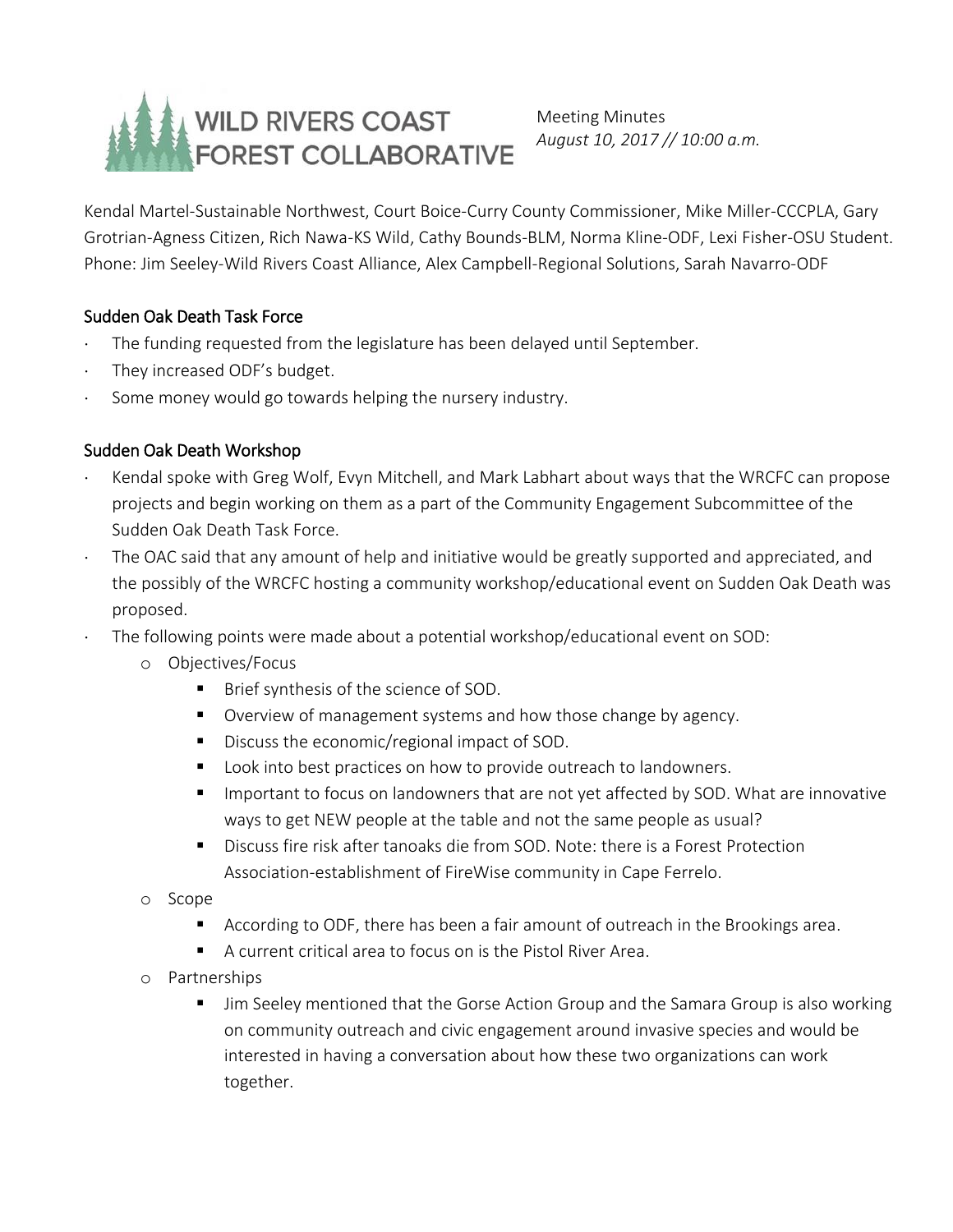# WILD RIVERS COAST FOREST COLLABORATIVE

Meeting Minutes
*August 10, 2017 // 10:00 a.m.*

Kendal Martel-Sustainable Northwest, Court Boice-Curry County Commissioner, Mike Miller-CCCPLA, Gary Grotrian-Agness Citizen, Rich Nawa-KS Wild, Cathy Bounds-BLM, Norma Kline-ODF, Lexi Fisher-OSU Student. Phone: Jim Seeley-Wild Rivers Coast Alliance, Alex Campbell-Regional Solutions, Sarah Navarro-ODF

## Sudden Oak Death Task Force

- The funding requested from the legislature has been delayed until September.
- They increased ODF's budget.
- Some money would go towards helping the nursery industry.

## Sudden Oak Death Workshop

- Kendal spoke with Greg Wolf, Evyn Mitchell, and Mark Labhart about ways that the WRCFC can propose projects and begin working on them as a part of the Community Engagement Subcommittee of the Sudden Oak Death Task Force.
- The OAC said that any amount of help and initiative would be greatly supported and appreciated, and the possibly of the WRCFC hosting a community workshop/educational event on Sudden Oak Death was proposed.
- The following points were made about a potential workshop/educational event on SOD:
  - Objectives/Focus
    - Brief synthesis of the science of SOD.
    - Overview of management systems and how those change by agency.
    - Discuss the economic/regional impact of SOD.
    - Look into best practices on how to provide outreach to landowners.
    - Important to focus on landowners that are not yet affected by SOD. What are innovative ways to get NEW people at the table and not the same people as usual?
    - Discuss fire risk after tanoaks die from SOD. Note: there is a Forest Protection Association-establishment of FireWise community in Cape Ferrelo.
  - Scope
    - According to ODF, there has been a fair amount of outreach in the Brookings area.
    - A current critical area to focus on is the Pistol River Area.
  - Partnerships
    - Jim Seeley mentioned that the Gorse Action Group and the Samara Group is also working on community outreach and civic engagement around invasive species and would be interested in having a conversation about how these two organizations can work together.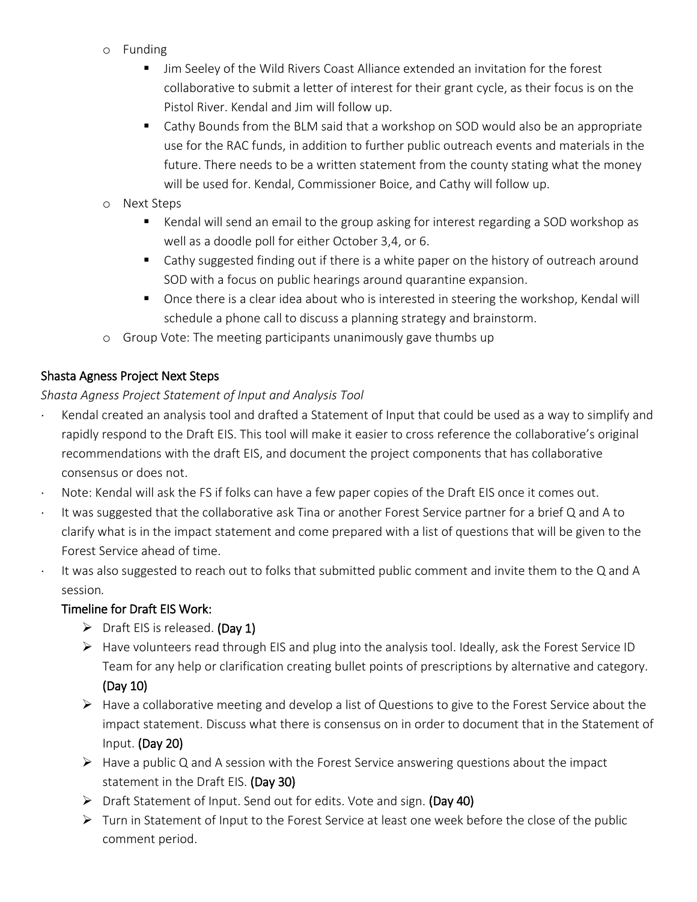- Funding
  - Jim Seeley of the Wild Rivers Coast Alliance extended an invitation for the forest collaborative to submit a letter of interest for their grant cycle, as their focus is on the Pistol River. Kendal and Jim will follow up.
  - Cathy Bounds from the BLM said that a workshop on SOD would also be an appropriate use for the RAC funds, in addition to further public outreach events and materials in the future. There needs to be a written statement from the county stating what the money will be used for. Kendal, Commissioner Boice, and Cathy will follow up.
- Next Steps
  - Kendal will send an email to the group asking for interest regarding a SOD workshop as well as a doodle poll for either October 3,4, or 6.
  - Cathy suggested finding out if there is a white paper on the history of outreach around SOD with a focus on public hearings around quarantine expansion.
  - Once there is a clear idea about who is interested in steering the workshop, Kendal will schedule a phone call to discuss a planning strategy and brainstorm.
- Group Vote: The meeting participants unanimously gave thumbs up

## Shasta Agness Project Next Steps

*Shasta Agness Project Statement of Input and Analysis Tool*

- Kendal created an analysis tool and drafted a Statement of Input that could be used as a way to simplify and rapidly respond to the Draft EIS. This tool will make it easier to cross reference the collaborative's original recommendations with the draft EIS, and document the project components that has collaborative consensus or does not.
- Note: Kendal will ask the FS if folks can have a few paper copies of the Draft EIS once it comes out.
- It was suggested that the collaborative ask Tina or another Forest Service partner for a brief Q and A to clarify what is in the impact statement and come prepared with a list of questions that will be given to the Forest Service ahead of time.
- It was also suggested to reach out to folks that submitted public comment and invite them to the Q and A session.

### Timeline for Draft EIS Work:

- Draft EIS is released. **(Day 1)**
- Have volunteers read through EIS and plug into the analysis tool. Ideally, ask the Forest Service ID Team for any help or clarification creating bullet points of prescriptions by alternative and category. **(Day 10)**
- Have a collaborative meeting and develop a list of Questions to give to the Forest Service about the impact statement. Discuss what there is consensus on in order to document that in the Statement of Input. **(Day 20)**
- Have a public Q and A session with the Forest Service answering questions about the impact statement in the Draft EIS. **(Day 30)**
- Draft Statement of Input. Send out for edits. Vote and sign. **(Day 40)**
- Turn in Statement of Input to the Forest Service at least one week before the close of the public comment period.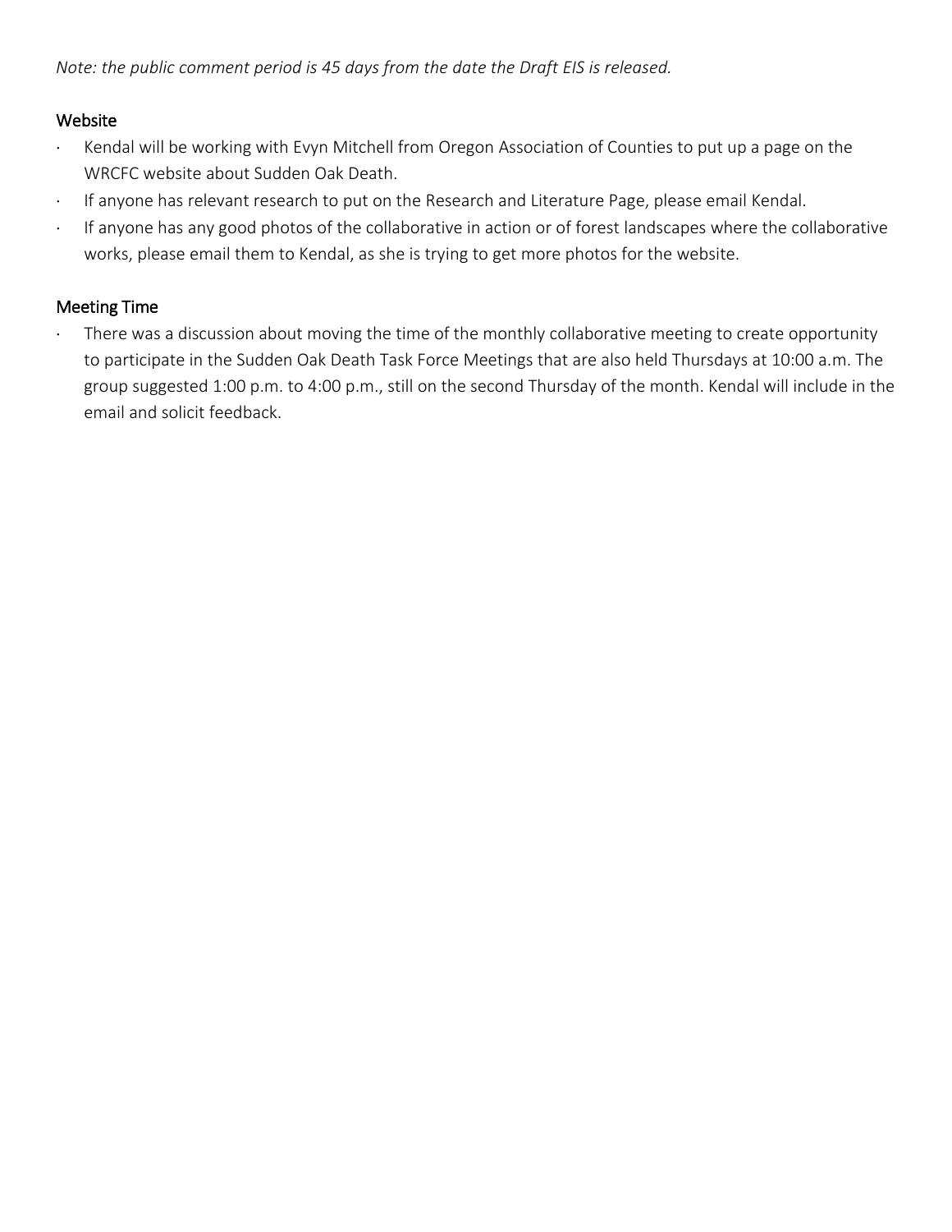*Note: the public comment period is 45 days from the date the Draft EIS is released.*

### Website

- Kendal will be working with Evyn Mitchell from Oregon Association of Counties to put up a page on the WRCFC website about Sudden Oak Death.
- If anyone has relevant research to put on the Research and Literature Page, please email Kendal.
- If anyone has any good photos of the collaborative in action or of forest landscapes where the collaborative works, please email them to Kendal, as she is trying to get more photos for the website.

### Meeting Time

- There was a discussion about moving the time of the monthly collaborative meeting to create opportunity to participate in the Sudden Oak Death Task Force Meetings that are also held Thursdays at 10:00 a.m. The group suggested 1:00 p.m. to 4:00 p.m., still on the second Thursday of the month. Kendal will include in the email and solicit feedback.